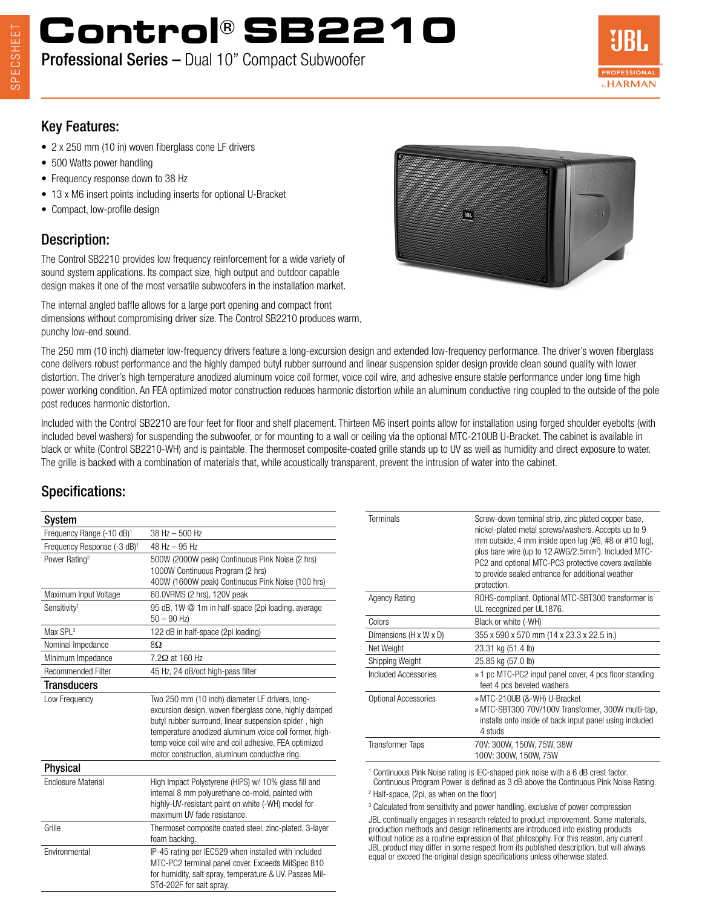# Control® SB2210

**Professional Series –** Dual 10" Compact Subwoofer

## Key Features:

- 2 x 250 mm (10 in) woven fiberglass cone LF drivers
- 500 Watts power handling
- Frequency response down to 38 Hz
- 13 x M6 insert points including inserts for optional U-Bracket
- Compact, low-profile design

## Description:

The Control SB2210 provides low frequency reinforcement for a wide variety of sound system applications. Its compact size, high output and outdoor capable design makes it one of the most versatile subwoofers in the installation market.

The internal angled baffle allows for a large port opening and compact front dimensions without compromising driver size. The Control SB2210 produces warm, punchy low-end sound.

The 250 mm (10 inch) diameter low-frequency drivers feature a long-excursion design and extended low-frequency performance. The driver's woven fiberglass cone delivers robust performance and the highly damped butyl rubber surround and linear suspension spider design provide clean sound quality with lower distortion. The driver's high temperature anodized aluminum voice coil former, voice coil wire, and adhesive ensure stable performance under long time high power working condition. An FEA optimized motor construction reduces harmonic distortion while an aluminum conductive ring coupled to the outside of the pole post reduces harmonic distortion.

Included with the Control SB2210 are four feet for floor and shelf placement. Thirteen M6 insert points allow for installation using forged shoulder eyebolts (with included bevel washers) for suspending the subwoofer, or for mounting to a wall or ceiling via the optional MTC-210UB U-Bracket. The cabinet is available in black or white (Control SB2210-WH) and is paintable. The thermoset composite-coated grille stands up to UV as well as humidity and direct exposure to water. The grille is backed with a combination of materials that, while acoustically transparent, prevent the intrusion of water into the cabinet.

## Specifications:

| **System** | |
|---|---|
| Frequency Range (-10 dB)[1] | 38 Hz – 500 Hz |
| Frequency Response (-3 dB)[1] | 48 Hz – 95 Hz |
| Power Rating[2] | 500W (2000W peak) Continuous Pink Noise (2 hrs)<br>1000W Continuous Program (2 hrs)<br>400W (1600W peak) Continuous Pink Noise (100 hrs) |
| Maximum Input Voltage | 60.0VRMS (2 hrs), 120V peak |
| Sensitivity[1] | 95 dB, 1W @ 1m in half-space (2pi loading, average 50 – 90 Hz) |
| Max SPL[3] | 122 dB in half-space (2pi loading) |
| Nominal Impedance | 8Ω |
| Minimum Impedance | 7.2Ω at 160 Hz |
| Recommended Filter | 45 Hz, 24 dB/oct high-pass filter |
| **Transducers** | |
| Low Frequency | Two 250 mm (10 inch) diameter LF drivers, long-excursion design, woven fiberglass cone, highly damped butyl rubber surround, linear suspension spider , high temperature anodized aluminum voice coil former, high-temp voice coil wire and coil adhesive, FEA optimized motor construction, aluminum conductive ring. |
| **Physical** | |
| Enclosure Material | High Impact Polystyrene (HIPS) w/ 10% glass fill and internal 8 mm polyurethane co-mold, painted with highly-UV-resistant paint on white (-WH) model for maximum UV fade resistance. |
| Grille | Thermoset composite coated steel, zinc-plated, 3-layer foam backing. |
| Environmental | IP-45 rating per IEC529 when installed with included MTC-PC2 terminal panel cover. Exceeds MilSpec 810 for humidity, salt spray, temperature & UV. Passes Mil-STd-202F for salt spray. |
| Terminals | Screw-down terminal strip, zinc plated copper base, nickel-plated metal screws/washers. Accepts up to 9 mm outside, 4 mm inside open lug (#6, #8 or #10 lug), plus bare wire (up to 12 AWG/2.5mm²). Included MTC-PC2 and optional MTC-PC3 protective covers available to provide sealed entrance for additional weather protection. |
| Agency Rating | ROHS-compliant. Optional MTC-SBT300 transformer is UL recognized per UL1876. |
| Colors | Black or white (-WH) |
| Dimensions (H x W x D) | 355 x 590 x 570 mm (14 x 23.3 x 22.5 in.) |
| Net Weight | 23.31 kg (51.4 lb) |
| Shipping Weight | 25.85 kg (57.0 lb) |
| Included Accessories | » 1 pc MTC-PC2 input panel cover, 4 pcs floor standing feet 4 pcs beveled washers |
| Optional Accessories | » MTC-210UB (&-WH) U-Bracket<br>» MTC-SBT300 70V/100V Transformer, 300W multi-tap, installs onto inside of back input panel using included 4 studs |
| Transformer Taps | 70V: 300W, 150W, 75W, 38W<br>100V: 300W, 150W, 75W |

[1] Continuous Pink Noise rating is IEC-shaped pink noise with a 6 dB crest factor. Continuous Program Power is defined as 3 dB above the Continuous Pink Noise Rating.

[2] Half-space, (2pi, as when on the floor)

[3] Calculated from sensitivity and power handling, exclusive of power compression

JBL continually engages in research related to product improvement. Some materials, production methods and design refinements are introduced into existing products without notice as a routine expression of that philosophy. For this reason, any current JBL product may differ in some respect from its published description, but will always equal or exceed the original design specifications unless otherwise stated.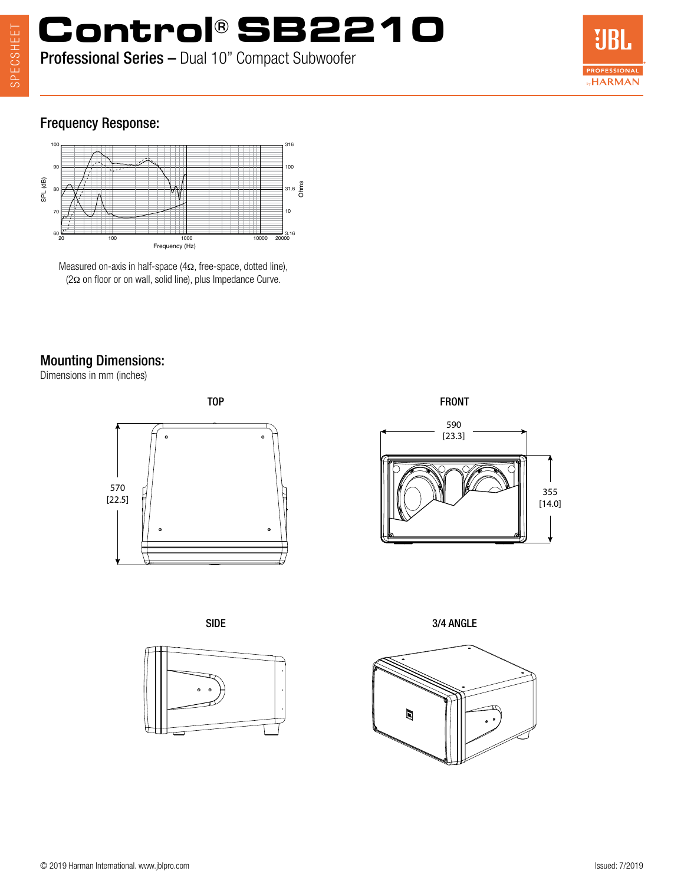# Control® SB2210

**Professional Series –** Dual 10" Compact Subwoofer

JBL PROFESSIONAL by HARMAN

## Frequency Response:

100
90
80
70
60
SPL (dB)
20
100
1000
10000
20000
Frequency (Hz)
316
100
31.6
10
3.16
Ohms

Measured on-axis in half-space (4Ω, free-space, dotted line), (2Ω on floor or on wall, solid line), plus Impedance Curve.

## Mounting Dimensions:

Dimensions in mm (inches)

TOP

570
[22.5]

FRONT

590
[23.3]

355
[14.0]

SIDE

3/4 ANGLE

© 2019 Harman International. www.jblpro.com

Issued: 7/2019